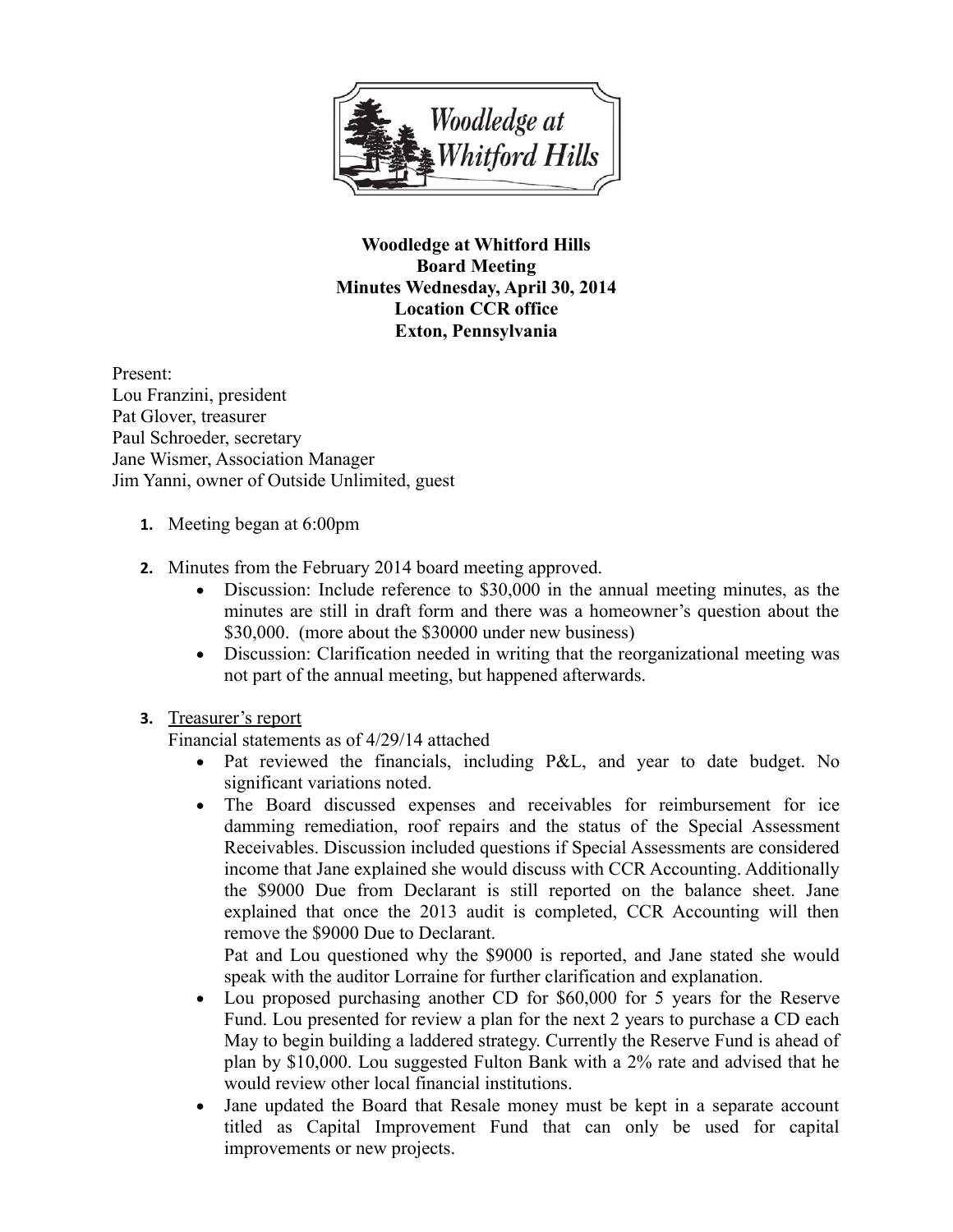**Woodledge at Whitford Hills**
**Board Meeting**
**Minutes Wednesday, April 30, 2014**
**Location CCR office**
**Exton, Pennsylvania**

Present:
Lou Franzini, president
Pat Glover, treasurer
Paul Schroeder, secretary
Jane Wismer, Association Manager
Jim Yanni, owner of Outside Unlimited, guest

1. Meeting began at 6:00pm

2. Minutes from the February 2014 board meeting approved.
    - Discussion: Include reference to $30,000 in the annual meeting minutes, as the minutes are still in draft form and there was a homeowner's question about the $30,000. (more about the $30000 under new business)
    - Discussion: Clarification needed in writing that the reorganizational meeting was not part of the annual meeting, but happened afterwards.

3. Treasurer's report

   Financial statements as of 4/29/14 attached
    - Pat reviewed the financials, including P&L, and year to date budget. No significant variations noted.
    - The Board discussed expenses and receivables for reimbursement for ice damming remediation, roof repairs and the status of the Special Assessment Receivables. Discussion included questions if Special Assessments are considered income that Jane explained she would discuss with CCR Accounting. Additionally the $9000 Due from Declarant is still reported on the balance sheet. Jane explained that once the 2013 audit is completed, CCR Accounting will then remove the $9000 Due to Declarant.

      Pat and Lou questioned why the $9000 is reported, and Jane stated she would speak with the auditor Lorraine for further clarification and explanation.
    - Lou proposed purchasing another CD for $60,000 for 5 years for the Reserve Fund. Lou presented for review a plan for the next 2 years to purchase a CD each May to begin building a laddered strategy. Currently the Reserve Fund is ahead of plan by $10,000. Lou suggested Fulton Bank with a 2% rate and advised that he would review other local financial institutions.
    - Jane updated the Board that Resale money must be kept in a separate account titled as Capital Improvement Fund that can only be used for capital improvements or new projects.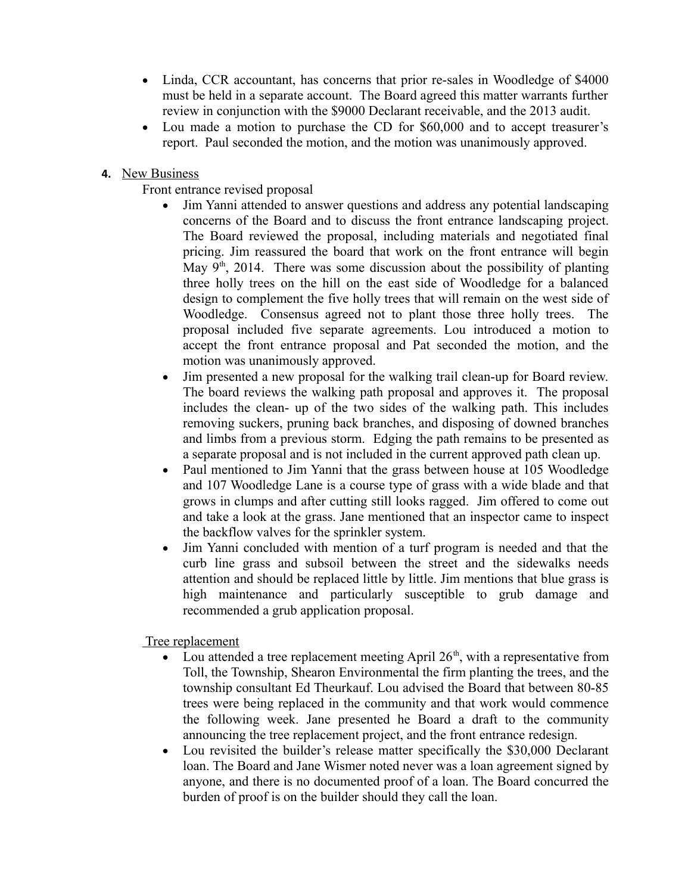- Linda, CCR accountant, has concerns that prior re-sales in Woodledge of $4000 must be held in a separate account. The Board agreed this matter warrants further review in conjunction with the $9000 Declarant receivable, and the 2013 audit.
- Lou made a motion to purchase the CD for $60,000 and to accept treasurer's report. Paul seconded the motion, and the motion was unanimously approved.

4. New Business

Front entrance revised proposal

- Jim Yanni attended to answer questions and address any potential landscaping concerns of the Board and to discuss the front entrance landscaping project. The Board reviewed the proposal, including materials and negotiated final pricing. Jim reassured the board that work on the front entrance will begin May 9th, 2014. There was some discussion about the possibility of planting three holly trees on the hill on the east side of Woodledge for a balanced design to complement the five holly trees that will remain on the west side of Woodledge. Consensus agreed not to plant those three holly trees. The proposal included five separate agreements. Lou introduced a motion to accept the front entrance proposal and Pat seconded the motion, and the motion was unanimously approved.
- Jim presented a new proposal for the walking trail clean-up for Board review. The board reviews the walking path proposal and approves it. The proposal includes the clean- up of the two sides of the walking path. This includes removing suckers, pruning back branches, and disposing of downed branches and limbs from a previous storm. Edging the path remains to be presented as a separate proposal and is not included in the current approved path clean up.
- Paul mentioned to Jim Yanni that the grass between house at 105 Woodledge and 107 Woodledge Lane is a course type of grass with a wide blade and that grows in clumps and after cutting still looks ragged. Jim offered to come out and take a look at the grass. Jane mentioned that an inspector came to inspect the backflow valves for the sprinkler system.
- Jim Yanni concluded with mention of a turf program is needed and that the curb line grass and subsoil between the street and the sidewalks needs attention and should be replaced little by little. Jim mentions that blue grass is high maintenance and particularly susceptible to grub damage and recommended a grub application proposal.

Tree replacement

- Lou attended a tree replacement meeting April 26th, with a representative from Toll, the Township, Shearon Environmental the firm planting the trees, and the township consultant Ed Theurkauf. Lou advised the Board that between 80-85 trees were being replaced in the community and that work would commence the following week. Jane presented he Board a draft to the community announcing the tree replacement project, and the front entrance redesign.
- Lou revisited the builder's release matter specifically the $30,000 Declarant loan. The Board and Jane Wismer noted never was a loan agreement signed by anyone, and there is no documented proof of a loan. The Board concurred the burden of proof is on the builder should they call the loan.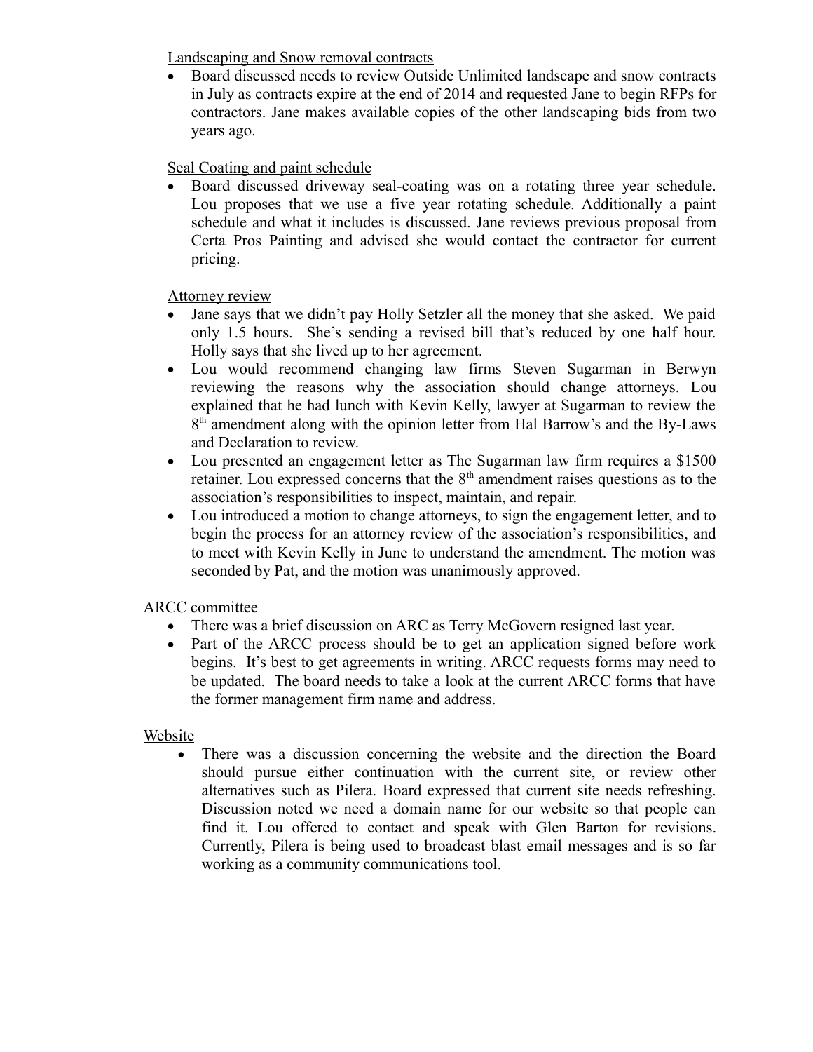Landscaping and Snow removal contracts

- Board discussed needs to review Outside Unlimited landscape and snow contracts in July as contracts expire at the end of 2014 and requested Jane to begin RFPs for contractors. Jane makes available copies of the other landscaping bids from two years ago.

Seal Coating and paint schedule

- Board discussed driveway seal-coating was on a rotating three year schedule. Lou proposes that we use a five year rotating schedule. Additionally a paint schedule and what it includes is discussed. Jane reviews previous proposal from Certa Pros Painting and advised she would contact the contractor for current pricing.

Attorney review

- Jane says that we didn't pay Holly Setzler all the money that she asked. We paid only 1.5 hours. She's sending a revised bill that's reduced by one half hour. Holly says that she lived up to her agreement.
- Lou would recommend changing law firms Steven Sugarman in Berwyn reviewing the reasons why the association should change attorneys. Lou explained that he had lunch with Kevin Kelly, lawyer at Sugarman to review the 8th amendment along with the opinion letter from Hal Barrow's and the By-Laws and Declaration to review.
- Lou presented an engagement letter as The Sugarman law firm requires a $1500 retainer. Lou expressed concerns that the 8th amendment raises questions as to the association's responsibilities to inspect, maintain, and repair.
- Lou introduced a motion to change attorneys, to sign the engagement letter, and to begin the process for an attorney review of the association's responsibilities, and to meet with Kevin Kelly in June to understand the amendment. The motion was seconded by Pat, and the motion was unanimously approved.

ARCC committee

- There was a brief discussion on ARC as Terry McGovern resigned last year.
- Part of the ARCC process should be to get an application signed before work begins. It's best to get agreements in writing. ARCC requests forms may need to be updated. The board needs to take a look at the current ARCC forms that have the former management firm name and address.

Website

- There was a discussion concerning the website and the direction the Board should pursue either continuation with the current site, or review other alternatives such as Pilera. Board expressed that current site needs refreshing. Discussion noted we need a domain name for our website so that people can find it. Lou offered to contact and speak with Glen Barton for revisions. Currently, Pilera is being used to broadcast blast email messages and is so far working as a community communications tool.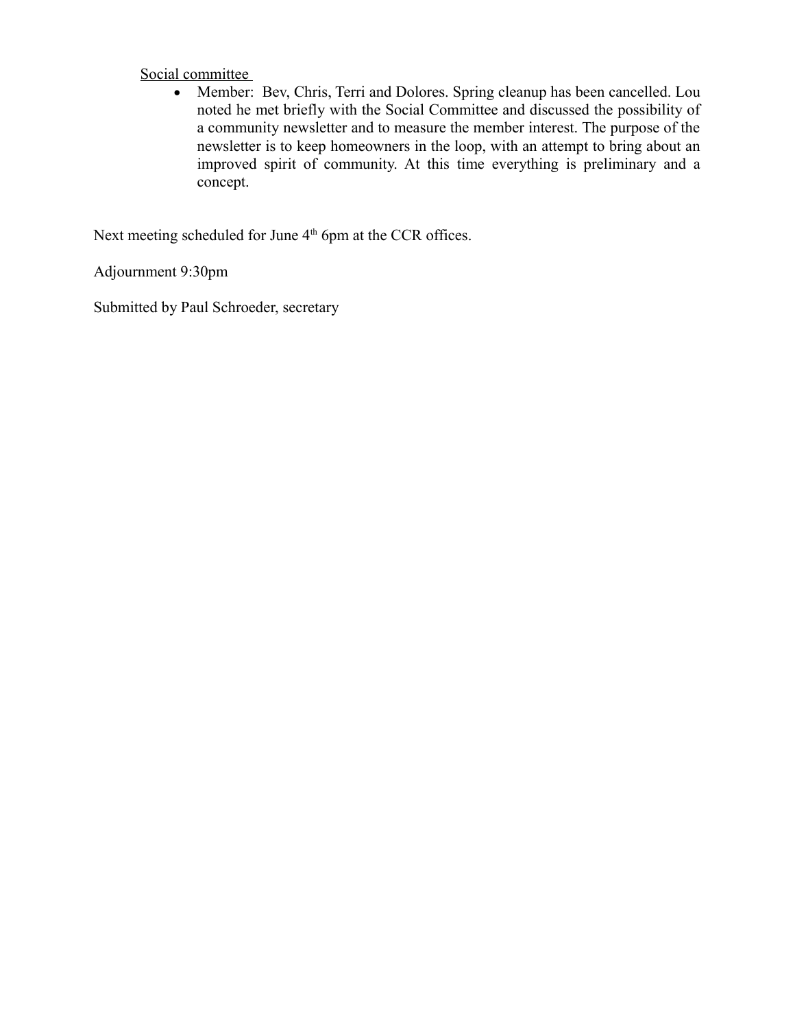<u>Social committee</u>

- Member: Bev, Chris, Terri and Dolores. Spring cleanup has been cancelled. Lou noted he met briefly with the Social Committee and discussed the possibility of a community newsletter and to measure the member interest. The purpose of the newsletter is to keep homeowners in the loop, with an attempt to bring about an improved spirit of community. At this time everything is preliminary and a concept.

Next meeting scheduled for June 4th 6pm at the CCR offices.

Adjournment 9:30pm

Submitted by Paul Schroeder, secretary